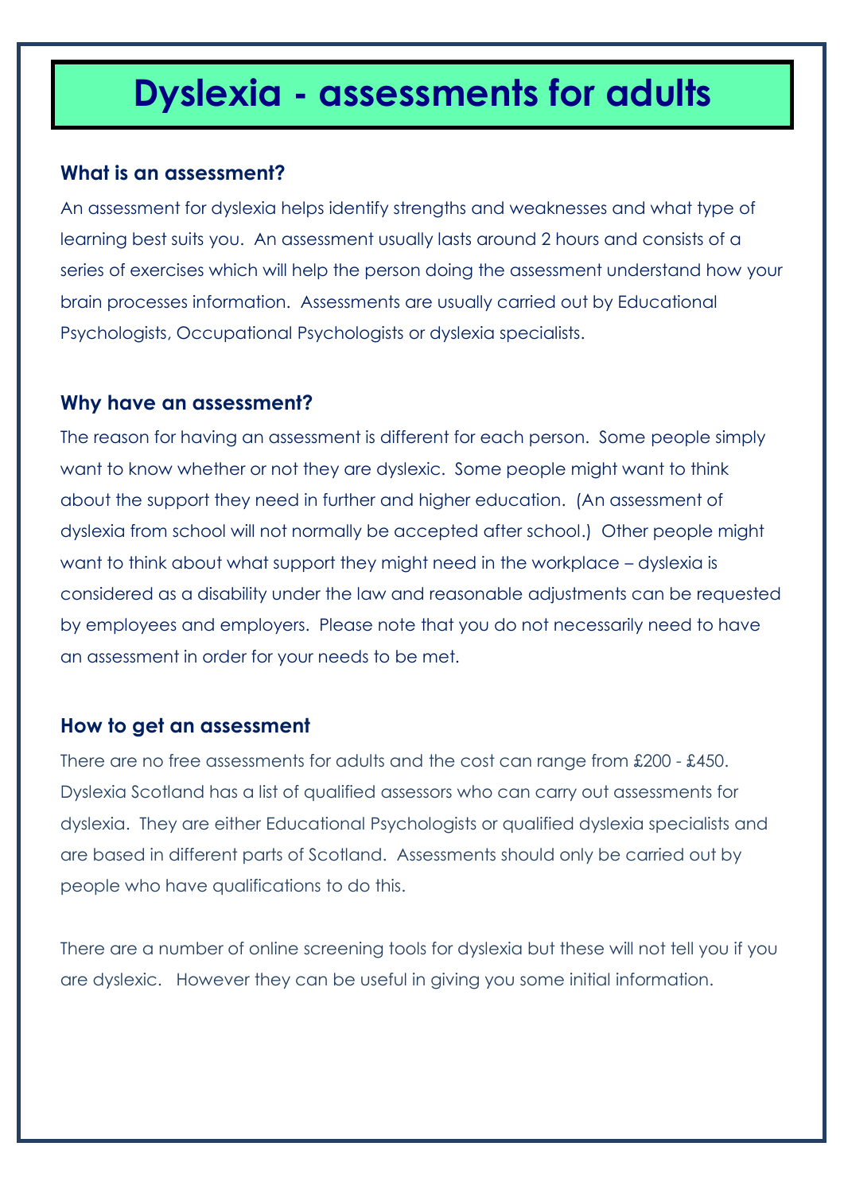# Dyslexia - assessments for adults

## What is an assessment?

An assessment for dyslexia helps identify strengths and weaknesses and what type of learning best suits you. An assessment usually lasts around 2 hours and consists of a series of exercises which will help the person doing the assessment understand how your brain processes information. Assessments are usually carried out by Educational Psychologists, Occupational Psychologists or dyslexia specialists.

## Why have an assessment?

The reason for having an assessment is different for each person. Some people simply want to know whether or not they are dyslexic. Some people might want to think about the support they need in further and higher education. (An assessment of dyslexia from school will not normally be accepted after school.) Other people might want to think about what support they might need in the workplace – dyslexia is considered as a disability under the law and reasonable adjustments can be requested by employees and employers. Please note that you do not necessarily need to have an assessment in order for your needs to be met.

## How to get an assessment

There are no free assessments for adults and the cost can range from £200 - £450. Dyslexia Scotland has a list of qualified assessors who can carry out assessments for dyslexia. They are either Educational Psychologists or qualified dyslexia specialists and are based in different parts of Scotland. Assessments should only be carried out by people who have qualifications to do this.

There are a number of online screening tools for dyslexia but these will not tell you if you are dyslexic. However they can be useful in giving you some initial information.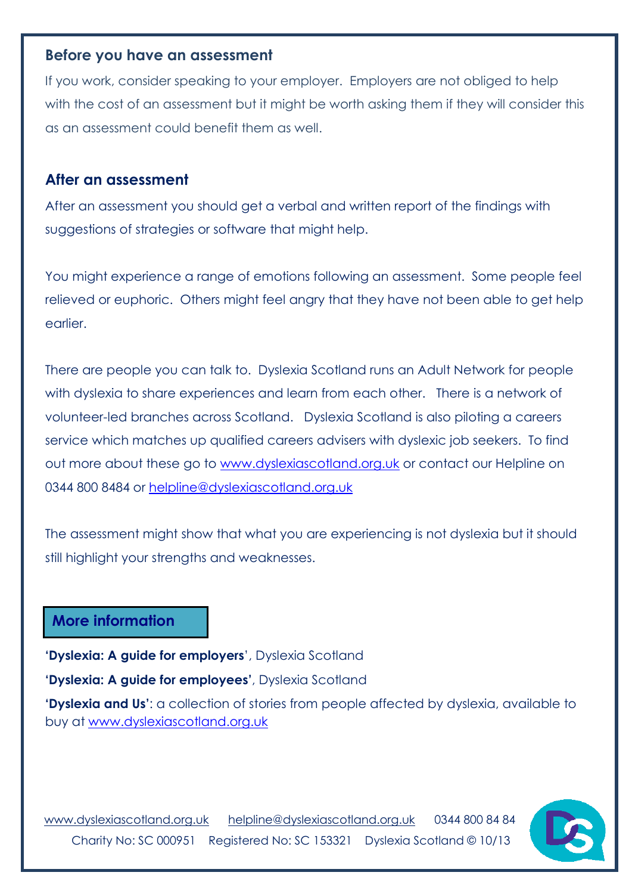## Before you have an assessment

If you work, consider speaking to your employer. Employers are not obliged to help with the cost of an assessment but it might be worth asking them if they will consider this as an assessment could benefit them as well.

## After an assessment

After an assessment you should get a verbal and written report of the findings with suggestions of strategies or software that might help.

You might experience a range of emotions following an assessment. Some people feel relieved or euphoric. Others might feel angry that they have not been able to get help earlier.

There are people you can talk to. Dyslexia Scotland runs an Adult Network for people with dyslexia to share experiences and learn from each other. There is a network of volunteer-led branches across Scotland. Dyslexia Scotland is also piloting a careers service which matches up qualified careers advisers with dyslexic job seekers. To find out more about these go to www.dyslexiascotland.org.uk or contact our Helpline on 0344 800 8484 or helpline@dyslexiascotland.org.uk

The assessment might show that what you are experiencing is not dyslexia but it should still highlight your strengths and weaknesses.

## More information

**'Dyslexia: A guide for employers'**, Dyslexia Scotland

**'Dyslexia: A guide for employees'**, Dyslexia Scotland

**'Dyslexia and Us'**: a collection of stories from people affected by dyslexia, available to buy at www.dyslexiascotland.org.uk

www.dyslexiascotland.org.uk helpline@dyslexiascotland.org.uk 0344 800 84 84

Charity No: SC 000951 Registered No: SC 153321 Dyslexia Scotland © 10/13